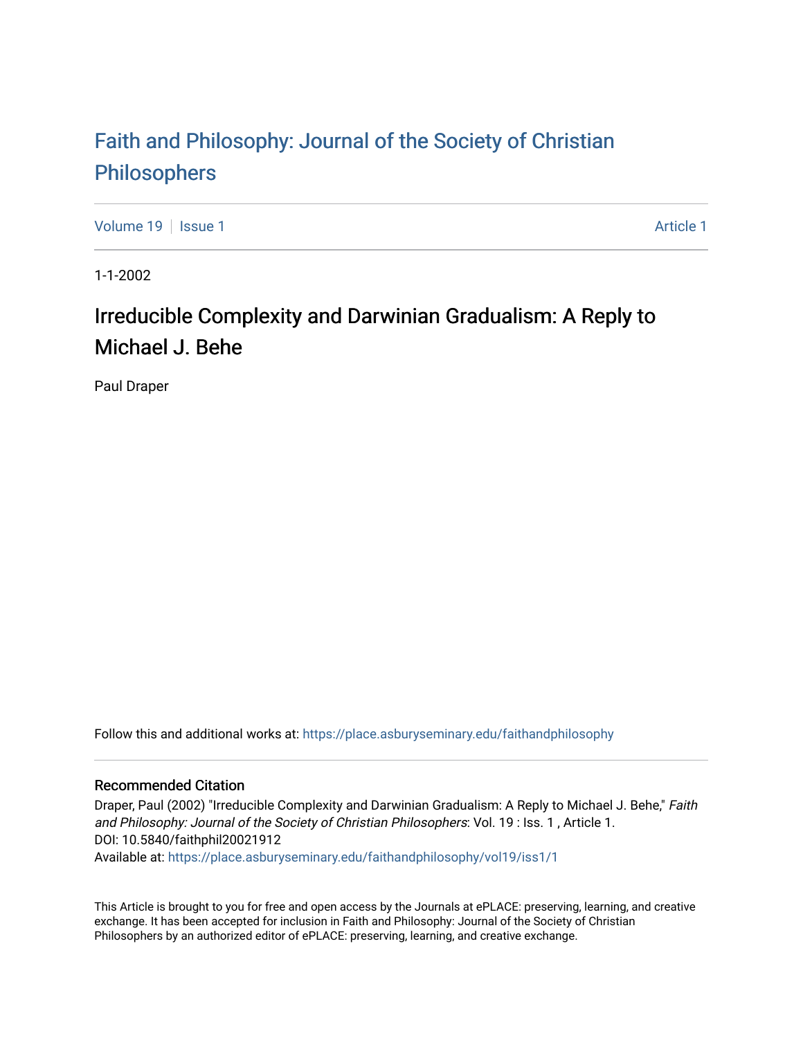# Faith and Philosophy: Journal of the Society of Christian Philosophers

Volume 19 | Issue 1 — Article 1

1-1-2002

## Irreducible Complexity and Darwinian Gradualism: A Reply to Michael J. Behe

Paul Draper

Follow this and additional works at: https://place.asburyseminary.edu/faithandphilosophy

### Recommended Citation

Draper, Paul (2002) "Irreducible Complexity and Darwinian Gradualism: A Reply to Michael J. Behe," *Faith and Philosophy: Journal of the Society of Christian Philosophers*: Vol. 19 : Iss. 1 , Article 1.
DOI: 10.5840/faithphil20021912
Available at: https://place.asburyseminary.edu/faithandphilosophy/vol19/iss1/1

This Article is brought to you for free and open access by the Journals at ePLACE: preserving, learning, and creative exchange. It has been accepted for inclusion in Faith and Philosophy: Journal of the Society of Christian Philosophers by an authorized editor of ePLACE: preserving, learning, and creative exchange.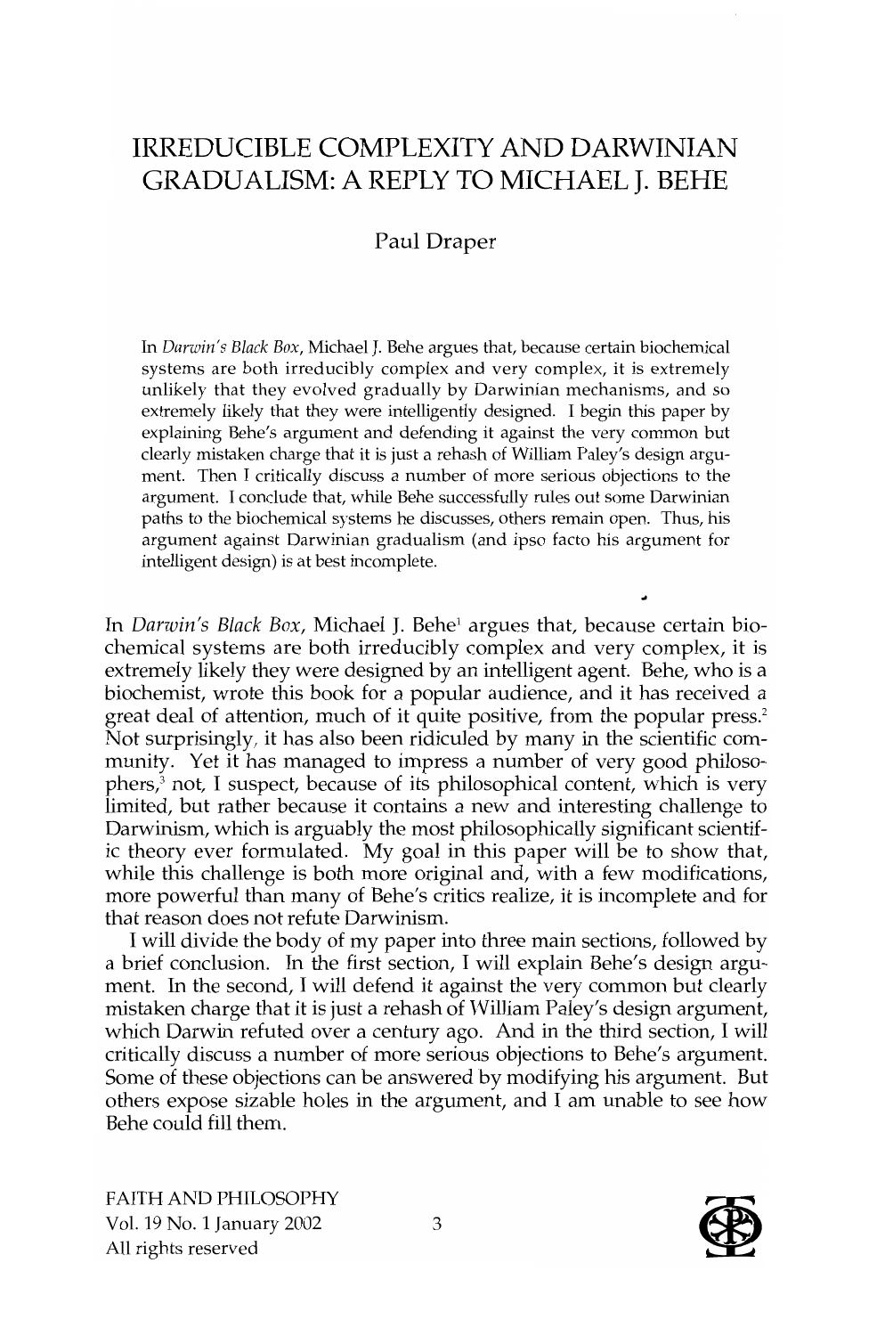# IRREDUCIBLE COMPLEXITY AND DARWINIAN GRADUALISM: A REPLY TO MICHAEL J. BEHE

Paul Draper

In *Darwin's Black Box*, Michael J. Behe argues that, because certain biochemical systems are both irreducibly complex and very complex, it is extremely unlikely that they evolved gradually by Darwinian mechanisms, and so extremely likely that they were intelligently designed. I begin this paper by explaining Behe's argument and defending it against the very common but clearly mistaken charge that it is just a rehash of William Paley's design argument. Then I critically discuss a number of more serious objections to the argument. I conclude that, while Behe successfully rules out some Darwinian paths to the biochemical systems he discusses, others remain open. Thus, his argument against Darwinian gradualism (and ipso facto his argument for intelligent design) is at best incomplete.

In *Darwin's Black Box*, Michael J. Behe[1] argues that, because certain biochemical systems are both irreducibly complex and very complex, it is extremely likely they were designed by an intelligent agent. Behe, who is a biochemist, wrote this book for a popular audience, and it has received a great deal of attention, much of it quite positive, from the popular press.[2] Not surprisingly, it has also been ridiculed by many in the scientific community. Yet it has managed to impress a number of very good philosophers,[3] not, I suspect, because of its philosophical content, which is very limited, but rather because it contains a new and interesting challenge to Darwinism, which is arguably the most philosophically significant scientific theory ever formulated. My goal in this paper will be to show that, while this challenge is both more original and, with a few modifications, more powerful than many of Behe's critics realize, it is incomplete and for that reason does not refute Darwinism.

I will divide the body of my paper into three main sections, followed by a brief conclusion. In the first section, I will explain Behe's design argument. In the second, I will defend it against the very common but clearly mistaken charge that it is just a rehash of William Paley's design argument, which Darwin refuted over a century ago. And in the third section, I will critically discuss a number of more serious objections to Behe's argument. Some of these objections can be answered by modifying his argument. But others expose sizable holes in the argument, and I am unable to see how Behe could fill them.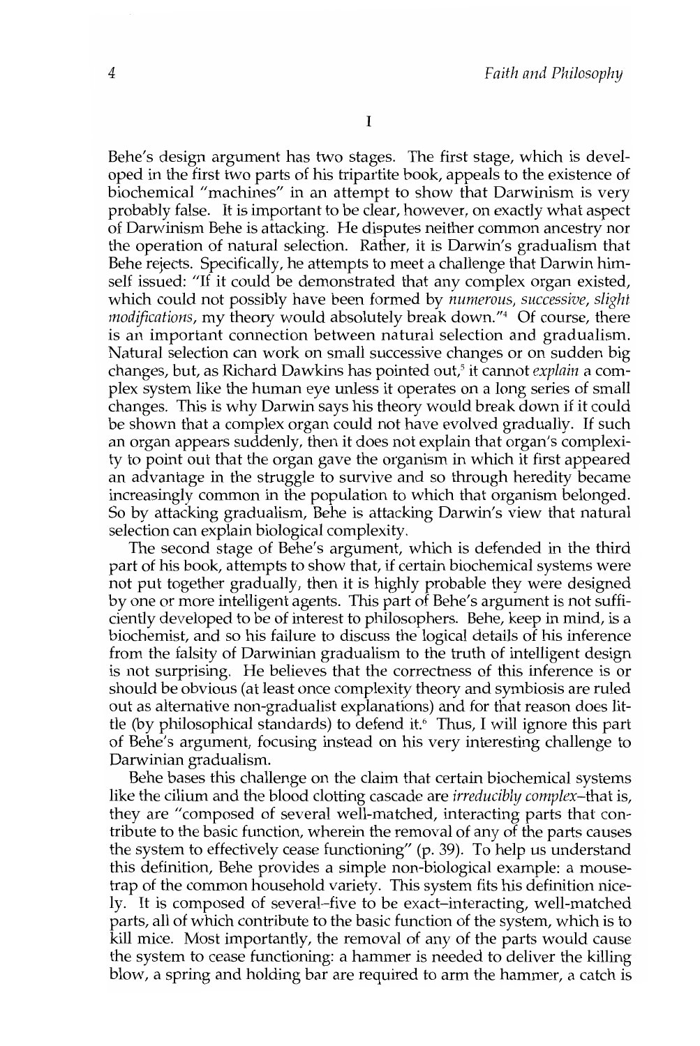# I

Behe's design argument has two stages. The first stage, which is developed in the first two parts of his tripartite book, appeals to the existence of biochemical "machines" in an attempt to show that Darwinism is very probably false. It is important to be clear, however, on exactly what aspect of Darwinism Behe is attacking. He disputes neither common ancestry nor the operation of natural selection. Rather, it is Darwin's gradualism that Behe rejects. Specifically, he attempts to meet a challenge that Darwin himself issued: "If it could be demonstrated that any complex organ existed, which could not possibly have been formed by *numerous, successive, slight modifications*, my theory would absolutely break down."[4] Of course, there is an important connection between natural selection and gradualism. Natural selection can work on small successive changes or on sudden big changes, but, as Richard Dawkins has pointed out,[5] it cannot *explain* a complex system like the human eye unless it operates on a long series of small changes. This is why Darwin says his theory would break down if it could be shown that a complex organ could not have evolved gradually. If such an organ appears suddenly, then it does not explain that organ's complexity to point out that the organ gave the organism in which it first appeared an advantage in the struggle to survive and so through heredity became increasingly common in the population to which that organism belonged. So by attacking gradualism, Behe is attacking Darwin's view that natural selection can explain biological complexity.

The second stage of Behe's argument, which is defended in the third part of his book, attempts to show that, if certain biochemical systems were not put together gradually, then it is highly probable they were designed by one or more intelligent agents. This part of Behe's argument is not sufficiently developed to be of interest to philosophers. Behe, keep in mind, is a biochemist, and so his failure to discuss the logical details of his inference from the falsity of Darwinian gradualism to the truth of intelligent design is not surprising. He believes that the correctness of this inference is or should be obvious (at least once complexity theory and symbiosis are ruled out as alternative non-gradualist explanations) and for that reason does little (by philosophical standards) to defend it.[6] Thus, I will ignore this part of Behe's argument, focusing instead on his very interesting challenge to Darwinian gradualism.

Behe bases this challenge on the claim that certain biochemical systems like the cilium and the blood clotting cascade are *irreducibly complex*–that is, they are "composed of several well-matched, interacting parts that contribute to the basic function, wherein the removal of any of the parts causes the system to effectively cease functioning" (p. 39). To help us understand this definition, Behe provides a simple non-biological example: a mousetrap of the common household variety. This system fits his definition nicely. It is composed of several–five to be exact–interacting, well-matched parts, all of which contribute to the basic function of the system, which is to kill mice. Most importantly, the removal of any of the parts would cause the system to cease functioning: a hammer is needed to deliver the killing blow, a spring and holding bar are required to arm the hammer, a catch is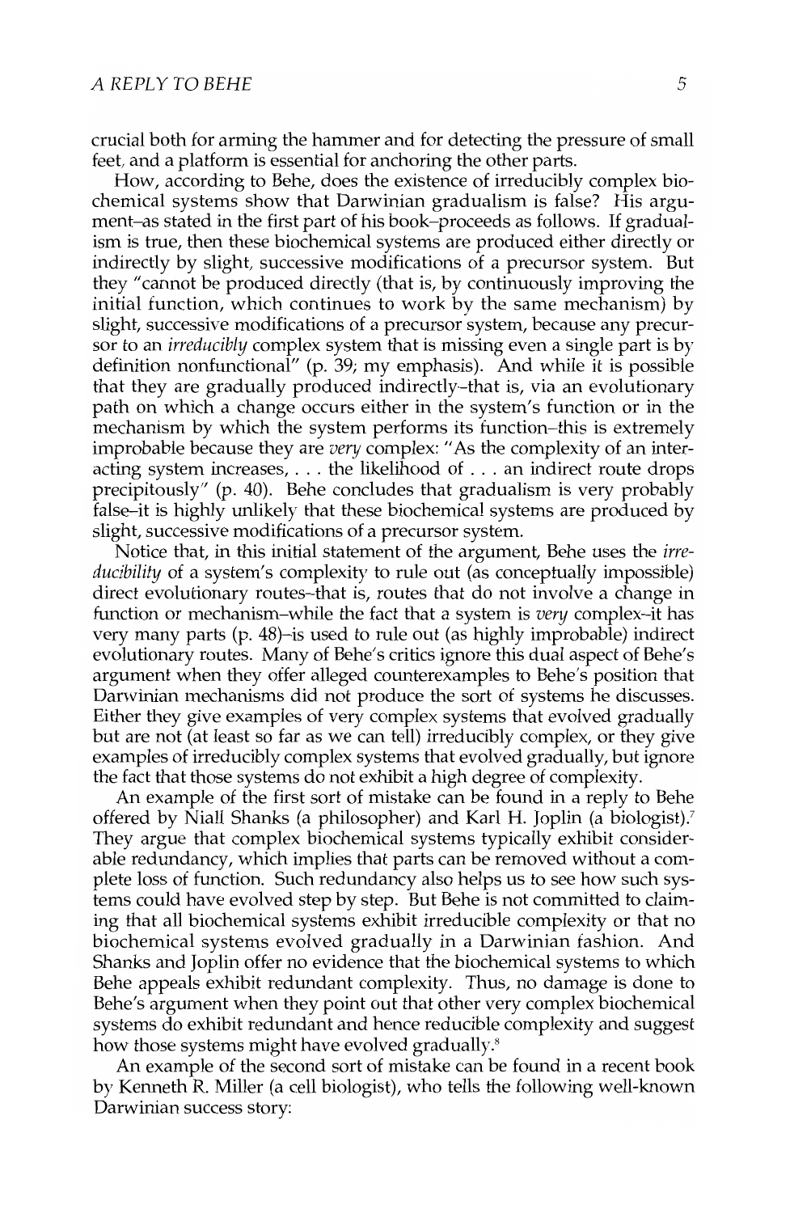crucial both for arming the hammer and for detecting the pressure of small feet, and a platform is essential for anchoring the other parts.

How, according to Behe, does the existence of irreducibly complex biochemical systems show that Darwinian gradualism is false? His argument–as stated in the first part of his book–proceeds as follows. If gradualism is true, then these biochemical systems are produced either directly or indirectly by slight, successive modifications of a precursor system. But they "cannot be produced directly (that is, by continuously improving the initial function, which continues to work by the same mechanism) by slight, successive modifications of a precursor system, because any precursor to an *irreducibly* complex system that is missing even a single part is by definition nonfunctional" (p. 39; my emphasis). And while it is possible that they are gradually produced indirectly–that is, via an evolutionary path on which a change occurs either in the system's function or in the mechanism by which the system performs its function–this is extremely improbable because they are *very* complex: "As the complexity of an interacting system increases, . . . the likelihood of . . . an indirect route drops precipitously" (p. 40). Behe concludes that gradualism is very probably false–it is highly unlikely that these biochemical systems are produced by slight, successive modifications of a precursor system.

Notice that, in this initial statement of the argument, Behe uses the *irreducibility* of a system's complexity to rule out (as conceptually impossible) direct evolutionary routes–that is, routes that do not involve a change in function or mechanism–while the fact that a system is *very* complex–it has very many parts (p. 48)–is used to rule out (as highly improbable) indirect evolutionary routes. Many of Behe's critics ignore this dual aspect of Behe's argument when they offer alleged counterexamples to Behe's position that Darwinian mechanisms did not produce the sort of systems he discusses. Either they give examples of very complex systems that evolved gradually but are not (at least so far as we can tell) irreducibly complex, or they give examples of irreducibly complex systems that evolved gradually, but ignore the fact that those systems do not exhibit a high degree of complexity.

An example of the first sort of mistake can be found in a reply to Behe offered by Niall Shanks (a philosopher) and Karl H. Joplin (a biologist).[7] They argue that complex biochemical systems typically exhibit considerable redundancy, which implies that parts can be removed without a complete loss of function. Such redundancy also helps us to see how such systems could have evolved step by step. But Behe is not committed to claiming that all biochemical systems exhibit irreducible complexity or that no biochemical systems evolved gradually in a Darwinian fashion. And Shanks and Joplin offer no evidence that the biochemical systems to which Behe appeals exhibit redundant complexity. Thus, no damage is done to Behe's argument when they point out that other very complex biochemical systems do exhibit redundant and hence reducible complexity and suggest how those systems might have evolved gradually.[8]

An example of the second sort of mistake can be found in a recent book by Kenneth R. Miller (a cell biologist), who tells the following well-known Darwinian success story: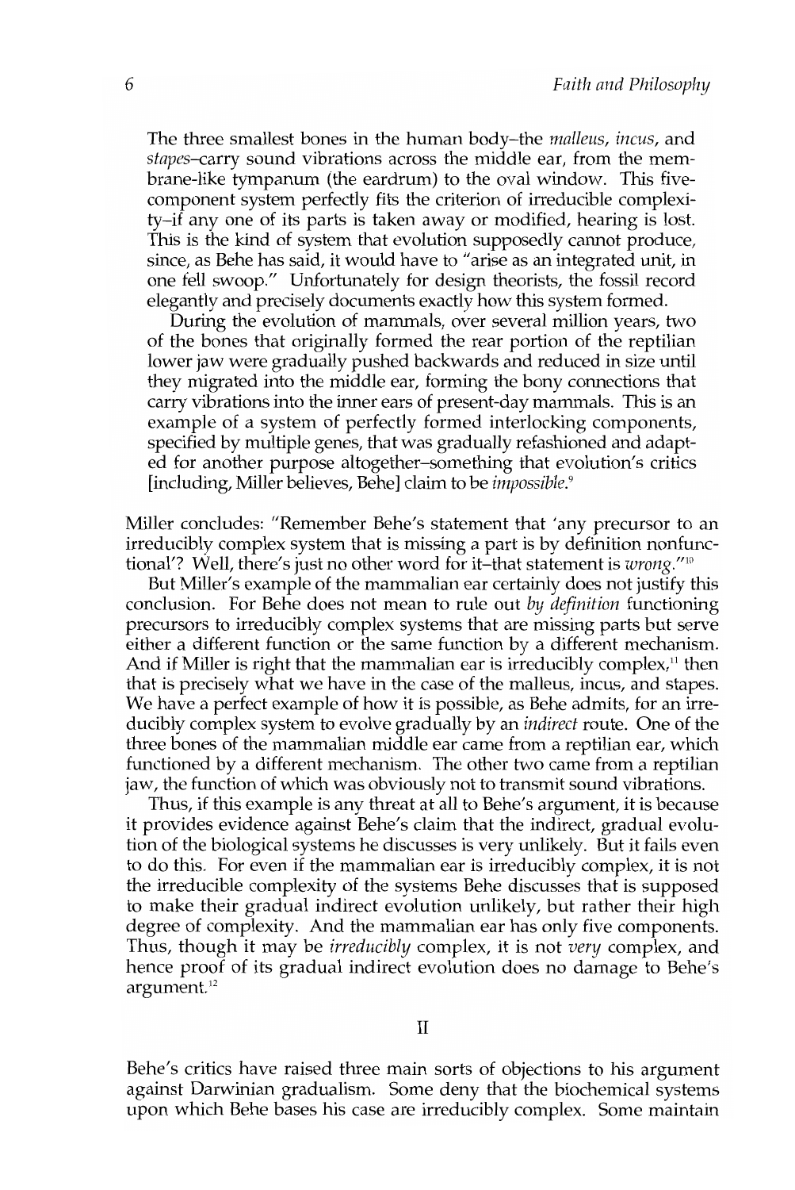> The three smallest bones in the human body–the *malleus*, *incus*, and *stapes*–carry sound vibrations across the middle ear, from the membrane-like tympanum (the eardrum) to the oval window. This five-component system perfectly fits the criterion of irreducible complexity–if any one of its parts is taken away or modified, hearing is lost. This is the kind of system that evolution supposedly cannot produce, since, as Behe has said, it would have to "arise as an integrated unit, in one fell swoop." Unfortunately for design theorists, the fossil record elegantly and precisely documents exactly how this system formed.
>
> During the evolution of mammals, over several million years, two of the bones that originally formed the rear portion of the reptilian lower jaw were gradually pushed backwards and reduced in size until they migrated into the middle ear, forming the bony connections that carry vibrations into the inner ears of present-day mammals. This is an example of a system of perfectly formed interlocking components, specified by multiple genes, that was gradually refashioned and adapted for another purpose altogether–something that evolution's critics [including, Miller believes, Behe] claim to be *impossible*.[9]

Miller concludes: "Remember Behe's statement that 'any precursor to an irreducibly complex system that is missing a part is by definition nonfunctional'? Well, there's just no other word for it–that statement is *wrong*."[10]

But Miller's example of the mammalian ear certainly does not justify this conclusion. For Behe does not mean to rule out *by definition* functioning precursors to irreducibly complex systems that are missing parts but serve either a different function or the same function by a different mechanism. And if Miller is right that the mammalian ear is irreducibly complex,[11] then that is precisely what we have in the case of the malleus, incus, and stapes. We have a perfect example of how it is possible, as Behe admits, for an irreducibly complex system to evolve gradually by an *indirect* route. One of the three bones of the mammalian middle ear came from a reptilian ear, which functioned by a different mechanism. The other two came from a reptilian jaw, the function of which was obviously not to transmit sound vibrations.

Thus, if this example is any threat at all to Behe's argument, it is because it provides evidence against Behe's claim that the indirect, gradual evolution of the biological systems he discusses is very unlikely. But it fails even to do this. For even if the mammalian ear is irreducibly complex, it is not the irreducible complexity of the systems Behe discusses that is supposed to make their gradual indirect evolution unlikely, but rather their high degree of complexity. And the mammalian ear has only five components. Thus, though it may be *irreducibly* complex, it is not *very* complex, and hence proof of its gradual indirect evolution does no damage to Behe's argument.[12]

## II

Behe's critics have raised three main sorts of objections to his argument against Darwinian gradualism. Some deny that the biochemical systems upon which Behe bases his case are irreducibly complex. Some maintain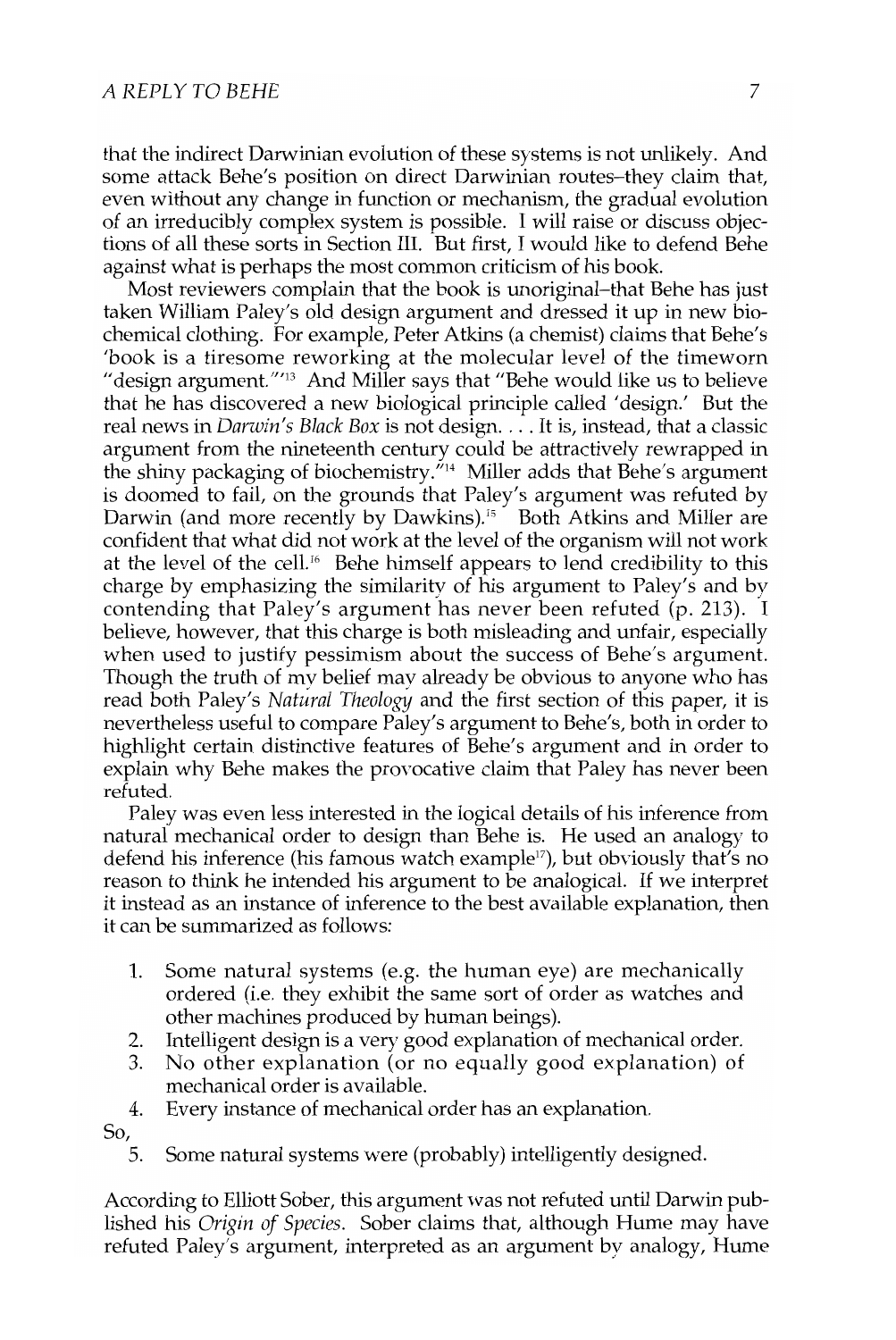that the indirect Darwinian evolution of these systems is not unlikely. And some attack Behe's position on direct Darwinian routes–they claim that, even without any change in function or mechanism, the gradual evolution of an irreducibly complex system is possible. I will raise or discuss objections of all these sorts in Section III. But first, I would like to defend Behe against what is perhaps the most common criticism of his book.

Most reviewers complain that the book is unoriginal–that Behe has just taken William Paley's old design argument and dressed it up in new biochemical clothing. For example, Peter Atkins (a chemist) claims that Behe's 'book is a tiresome reworking at the molecular level of the timeworn "design argument."'[13] And Miller says that "Behe would like us to believe that he has discovered a new biological principle called 'design.' But the real news in *Darwin's Black Box* is not design. . . . It is, instead, that a classic argument from the nineteenth century could be attractively rewrapped in the shiny packaging of biochemistry."[14] Miller adds that Behe's argument is doomed to fail, on the grounds that Paley's argument was refuted by Darwin (and more recently by Dawkins).[15] Both Atkins and Miller are confident that what did not work at the level of the organism will not work at the level of the cell.[16] Behe himself appears to lend credibility to this charge by emphasizing the similarity of his argument to Paley's and by contending that Paley's argument has never been refuted (p. 213). I believe, however, that this charge is both misleading and unfair, especially when used to justify pessimism about the success of Behe's argument. Though the truth of my belief may already be obvious to anyone who has read both Paley's *Natural Theology* and the first section of this paper, it is nevertheless useful to compare Paley's argument to Behe's, both in order to highlight certain distinctive features of Behe's argument and in order to explain why Behe makes the provocative claim that Paley has never been refuted.

Paley was even less interested in the logical details of his inference from natural mechanical order to design than Behe is. He used an analogy to defend his inference (his famous watch example[17]), but obviously that's no reason to think he intended his argument to be analogical. If we interpret it instead as an instance of inference to the best available explanation, then it can be summarized as follows:

1. Some natural systems (e.g. the human eye) are mechanically ordered (i.e. they exhibit the same sort of order as watches and other machines produced by human beings).
2. Intelligent design is a very good explanation of mechanical order.
3. No other explanation (or no equally good explanation) of mechanical order is available.
4. Every instance of mechanical order has an explanation.

So,

5. Some natural systems were (probably) intelligently designed.

According to Elliott Sober, this argument was not refuted until Darwin published his *Origin of Species*. Sober claims that, although Hume may have refuted Paley's argument, interpreted as an argument by analogy, Hume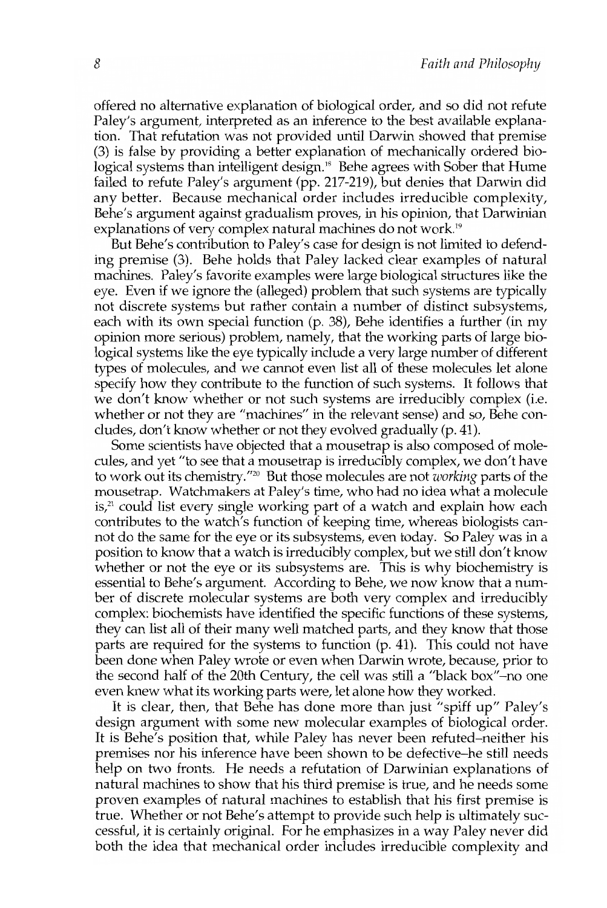offered no alternative explanation of biological order, and so did not refute Paley's argument, interpreted as an inference to the best available explanation. That refutation was not provided until Darwin showed that premise (3) is false by providing a better explanation of mechanically ordered biological systems than intelligent design.[18] Behe agrees with Sober that Hume failed to refute Paley's argument (pp. 217-219), but denies that Darwin did any better. Because mechanical order includes irreducible complexity, Behe's argument against gradualism proves, in his opinion, that Darwinian explanations of very complex natural machines do not work.[19]

But Behe's contribution to Paley's case for design is not limited to defending premise (3). Behe holds that Paley lacked clear examples of natural machines. Paley's favorite examples were large biological structures like the eye. Even if we ignore the (alleged) problem that such systems are typically not discrete systems but rather contain a number of distinct subsystems, each with its own special function (p. 38), Behe identifies a further (in my opinion more serious) problem, namely, that the working parts of large biological systems like the eye typically include a very large number of different types of molecules, and we cannot even list all of these molecules let alone specify how they contribute to the function of such systems. It follows that we don't know whether or not such systems are irreducibly complex (i.e. whether or not they are "machines" in the relevant sense) and so, Behe concludes, don't know whether or not they evolved gradually (p. 41).

Some scientists have objected that a mousetrap is also composed of molecules, and yet "to see that a mousetrap is irreducibly complex, we don't have to work out its chemistry."[20] But those molecules are not *working* parts of the mousetrap. Watchmakers at Paley's time, who had no idea what a molecule is,[21] could list every single working part of a watch and explain how each contributes to the watch's function of keeping time, whereas biologists cannot do the same for the eye or its subsystems, even today. So Paley was in a position to know that a watch is irreducibly complex, but we still don't know whether or not the eye or its subsystems are. This is why biochemistry is essential to Behe's argument. According to Behe, we now know that a number of discrete molecular systems are both very complex and irreducibly complex: biochemists have identified the specific functions of these systems, they can list all of their many well matched parts, and they know that those parts are required for the systems to function (p. 41). This could not have been done when Paley wrote or even when Darwin wrote, because, prior to the second half of the 20th Century, the cell was still a "black box"–no one even knew what its working parts were, let alone how they worked.

It is clear, then, that Behe has done more than just "spiff up" Paley's design argument with some new molecular examples of biological order. It is Behe's position that, while Paley has never been refuted–neither his premises nor his inference have been shown to be defective–he still needs help on two fronts. He needs a refutation of Darwinian explanations of natural machines to show that his third premise is true, and he needs some proven examples of natural machines to establish that his first premise is true. Whether or not Behe's attempt to provide such help is ultimately successful, it is certainly original. For he emphasizes in a way Paley never did both the idea that mechanical order includes irreducible complexity and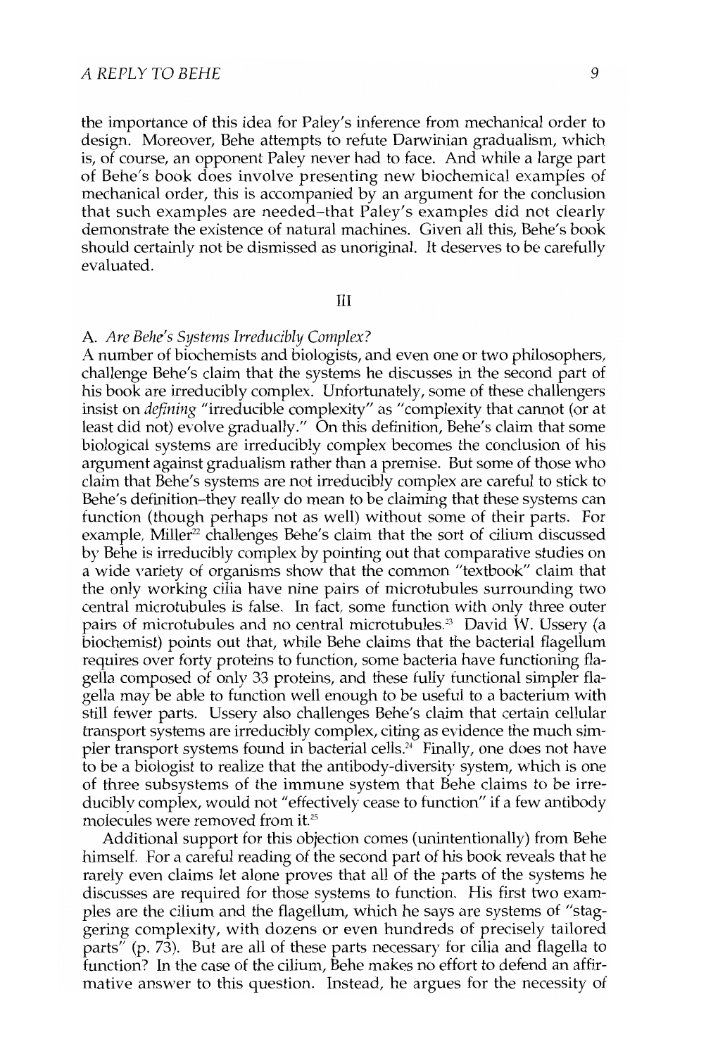the importance of this idea for Paley's inference from mechanical order to design. Moreover, Behe attempts to refute Darwinian gradualism, which is, of course, an opponent Paley never had to face. And while a large part of Behe's book does involve presenting new biochemical examples of mechanical order, this is accompanied by an argument for the conclusion that such examples are needed–that Paley's examples did not clearly demonstrate the existence of natural machines. Given all this, Behe's book should certainly not be dismissed as unoriginal. It deserves to be carefully evaluated.

## III

### A. *Are Behe's Systems Irreducibly Complex?*

A number of biochemists and biologists, and even one or two philosophers, challenge Behe's claim that the systems he discusses in the second part of his book are irreducibly complex. Unfortunately, some of these challengers insist on *defining* "irreducible complexity" as "complexity that cannot (or at least did not) evolve gradually." On this definition, Behe's claim that some biological systems are irreducibly complex becomes the conclusion of his argument against gradualism rather than a premise. But some of those who claim that Behe's systems are not irreducibly complex are careful to stick to Behe's definition–they really do mean to be claiming that these systems can function (though perhaps not as well) without some of their parts. For example, Miller[22] challenges Behe's claim that the sort of cilium discussed by Behe is irreducibly complex by pointing out that comparative studies on a wide variety of organisms show that the common "textbook" claim that the only working cilia have nine pairs of microtubules surrounding two central microtubules is false. In fact, some function with only three outer pairs of microtubules and no central microtubules.[23] David W. Ussery (a biochemist) points out that, while Behe claims that the bacterial flagellum requires over forty proteins to function, some bacteria have functioning flagella composed of only 33 proteins, and these fully functional simpler flagella may be able to function well enough to be useful to a bacterium with still fewer parts. Ussery also challenges Behe's claim that certain cellular transport systems are irreducibly complex, citing as evidence the much simpler transport systems found in bacterial cells.[24] Finally, one does not have to be a biologist to realize that the antibody-diversity system, which is one of three subsystems of the immune system that Behe claims to be irreducibly complex, would not "effectively cease to function" if a few antibody molecules were removed from it.[25]

Additional support for this objection comes (unintentionally) from Behe himself. For a careful reading of the second part of his book reveals that he rarely even claims let alone proves that all of the parts of the systems he discusses are required for those systems to function. His first two examples are the cilium and the flagellum, which he says are systems of "staggering complexity, with dozens or even hundreds of precisely tailored parts" (p. 73). But are all of these parts necessary for cilia and flagella to function? In the case of the cilium, Behe makes no effort to defend an affirmative answer to this question. Instead, he argues for the necessity of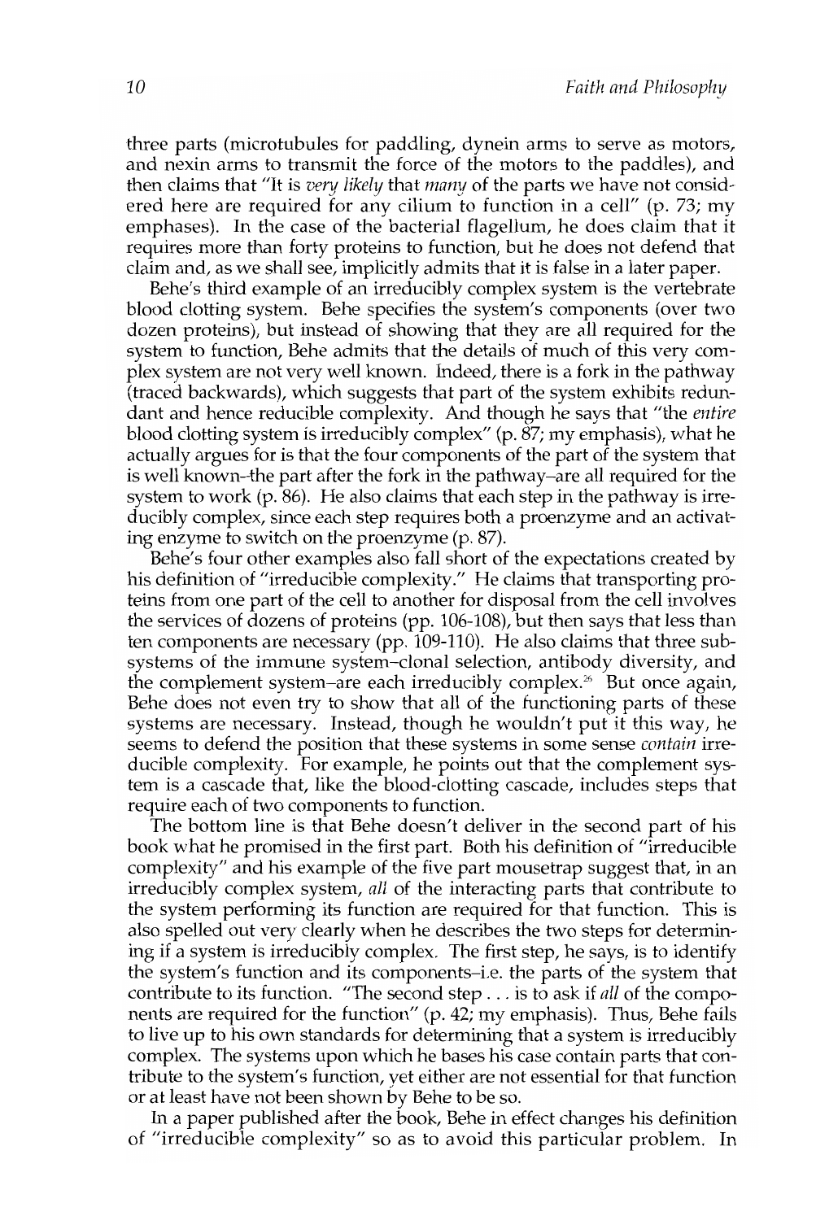three parts (microtubules for paddling, dynein arms to serve as motors, and nexin arms to transmit the force of the motors to the paddles), and then claims that "It is *very likely* that *many* of the parts we have not considered here are required for any cilium to function in a cell" (p. 73; my emphases). In the case of the bacterial flagellum, he does claim that it requires more than forty proteins to function, but he does not defend that claim and, as we shall see, implicitly admits that it is false in a later paper.

Behe's third example of an irreducibly complex system is the vertebrate blood clotting system. Behe specifies the system's components (over two dozen proteins), but instead of showing that they are all required for the system to function, Behe admits that the details of much of this very complex system are not very well known. Indeed, there is a fork in the pathway (traced backwards), which suggests that part of the system exhibits redundant and hence reducible complexity. And though he says that "the *entire* blood clotting system is irreducibly complex" (p. 87; my emphasis), what he actually argues for is that the four components of the part of the system that is well known–the part after the fork in the pathway–are all required for the system to work (p. 86). He also claims that each step in the pathway is irreducibly complex, since each step requires both a proenzyme and an activating enzyme to switch on the proenzyme (p. 87).

Behe's four other examples also fall short of the expectations created by his definition of "irreducible complexity." He claims that transporting proteins from one part of the cell to another for disposal from the cell involves the services of dozens of proteins (pp. 106-108), but then says that less than ten components are necessary (pp. 109-110). He also claims that three subsystems of the immune system–clonal selection, antibody diversity, and the complement system–are each irreducibly complex.[26] But once again, Behe does not even try to show that all of the functioning parts of these systems are necessary. Instead, though he wouldn't put it this way, he seems to defend the position that these systems in some sense *contain* irreducible complexity. For example, he points out that the complement system is a cascade that, like the blood-clotting cascade, includes steps that require each of two components to function.

The bottom line is that Behe doesn't deliver in the second part of his book what he promised in the first part. Both his definition of "irreducible complexity" and his example of the five part mousetrap suggest that, in an irreducibly complex system, *all* of the interacting parts that contribute to the system performing its function are required for that function. This is also spelled out very clearly when he describes the two steps for determining if a system is irreducibly complex. The first step, he says, is to identify the system's function and its components–i.e. the parts of the system that contribute to its function. "The second step . . . is to ask if *all* of the components are required for the function" (p. 42; my emphasis). Thus, Behe fails to live up to his own standards for determining that a system is irreducibly complex. The systems upon which he bases his case contain parts that contribute to the system's function, yet either are not essential for that function or at least have not been shown by Behe to be so.

In a paper published after the book, Behe in effect changes his definition of "irreducible complexity" so as to avoid this particular problem. In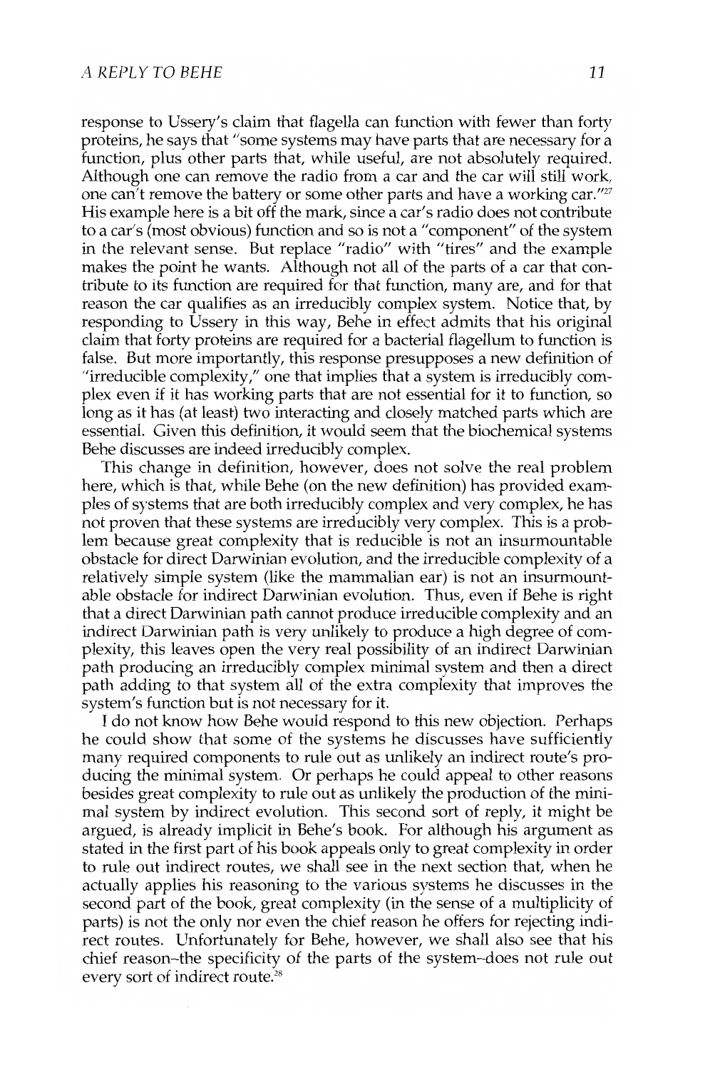response to Ussery's claim that flagella can function with fewer than forty proteins, he says that "some systems may have parts that are necessary for a function, plus other parts that, while useful, are not absolutely required. Although one can remove the radio from a car and the car will still work, one can't remove the battery or some other parts and have a working car."[27] His example here is a bit off the mark, since a car's radio does not contribute to a car's (most obvious) function and so is not a "component" of the system in the relevant sense. But replace "radio" with "tires" and the example makes the point he wants. Although not all of the parts of a car that contribute to its function are required for that function, many are, and for that reason the car qualifies as an irreducibly complex system. Notice that, by responding to Ussery in this way, Behe in effect admits that his original claim that forty proteins are required for a bacterial flagellum to function is false. But more importantly, this response presupposes a new definition of "irreducible complexity," one that implies that a system is irreducibly complex even if it has working parts that are not essential for it to function, so long as it has (at least) two interacting and closely matched parts which are essential. Given this definition, it would seem that the biochemical systems Behe discusses are indeed irreducibly complex.

This change in definition, however, does not solve the real problem here, which is that, while Behe (on the new definition) has provided examples of systems that are both irreducibly complex and very complex, he has not proven that these systems are irreducibly very complex. This is a problem because great complexity that is reducible is not an insurmountable obstacle for direct Darwinian evolution, and the irreducible complexity of a relatively simple system (like the mammalian ear) is not an insurmountable obstacle for indirect Darwinian evolution. Thus, even if Behe is right that a direct Darwinian path cannot produce irreducible complexity and an indirect Darwinian path is very unlikely to produce a high degree of complexity, this leaves open the very real possibility of an indirect Darwinian path producing an irreducibly complex minimal system and then a direct path adding to that system all of the extra complexity that improves the system's function but is not necessary for it.

I do not know how Behe would respond to this new objection. Perhaps he could show that some of the systems he discusses have sufficiently many required components to rule out as unlikely an indirect route's producing the minimal system. Or perhaps he could appeal to other reasons besides great complexity to rule out as unlikely the production of the minimal system by indirect evolution. This second sort of reply, it might be argued, is already implicit in Behe's book. For although his argument as stated in the first part of his book appeals only to great complexity in order to rule out indirect routes, we shall see in the next section that, when he actually applies his reasoning to the various systems he discusses in the second part of the book, great complexity (in the sense of a multiplicity of parts) is not the only nor even the chief reason he offers for rejecting indirect routes. Unfortunately for Behe, however, we shall also see that his chief reason–the specificity of the parts of the system–does not rule out every sort of indirect route.[28]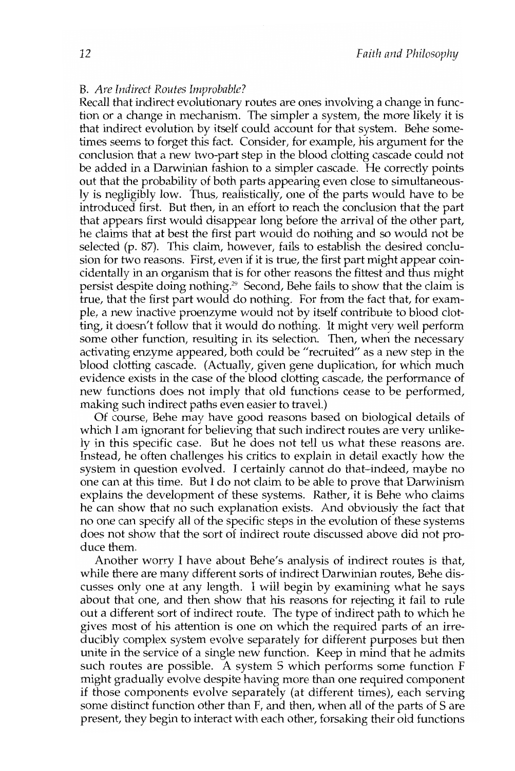### B. *Are Indirect Routes Improbable?*

Recall that indirect evolutionary routes are ones involving a change in function or a change in mechanism. The simpler a system, the more likely it is that indirect evolution by itself could account for that system. Behe sometimes seems to forget this fact. Consider, for example, his argument for the conclusion that a new two-part step in the blood clotting cascade could not be added in a Darwinian fashion to a simpler cascade. He correctly points out that the probability of both parts appearing even close to simultaneously is negligibly low. Thus, realistically, one of the parts would have to be introduced first. But then, in an effort to reach the conclusion that the part that appears first would disappear long before the arrival of the other part, he claims that at best the first part would do nothing and so would not be selected (p. 87). This claim, however, fails to establish the desired conclusion for two reasons. First, even if it is true, the first part might appear coincidentally in an organism that is for other reasons the fittest and thus might persist despite doing nothing.[29] Second, Behe fails to show that the claim is true, that the first part would do nothing. For from the fact that, for example, a new inactive proenzyme would not by itself contribute to blood clotting, it doesn't follow that it would do nothing. It might very well perform some other function, resulting in its selection. Then, when the necessary activating enzyme appeared, both could be "recruited" as a new step in the blood clotting cascade. (Actually, given gene duplication, for which much evidence exists in the case of the blood clotting cascade, the performance of new functions does not imply that old functions cease to be performed, making such indirect paths even easier to travel.)

Of course, Behe may have good reasons based on biological details of which I am ignorant for believing that such indirect routes are very unlikely in this specific case. But he does not tell us what these reasons are. Instead, he often challenges his critics to explain in detail exactly how the system in question evolved. I certainly cannot do that–indeed, maybe no one can at this time. But I do not claim to be able to prove that Darwinism explains the development of these systems. Rather, it is Behe who claims he can show that no such explanation exists. And obviously the fact that no one can specify all of the specific steps in the evolution of these systems does not show that the sort of indirect route discussed above did not produce them.

Another worry I have about Behe's analysis of indirect routes is that, while there are many different sorts of indirect Darwinian routes, Behe discusses only one at any length. I will begin by examining what he says about that one, and then show that his reasons for rejecting it fail to rule out a different sort of indirect route. The type of indirect path to which he gives most of his attention is one on which the required parts of an irreducibly complex system evolve separately for different purposes but then unite in the service of a single new function. Keep in mind that he admits such routes are possible. A system S which performs some function F might gradually evolve despite having more than one required component if those components evolve separately (at different times), each serving some distinct function other than F, and then, when all of the parts of S are present, they begin to interact with each other, forsaking their old functions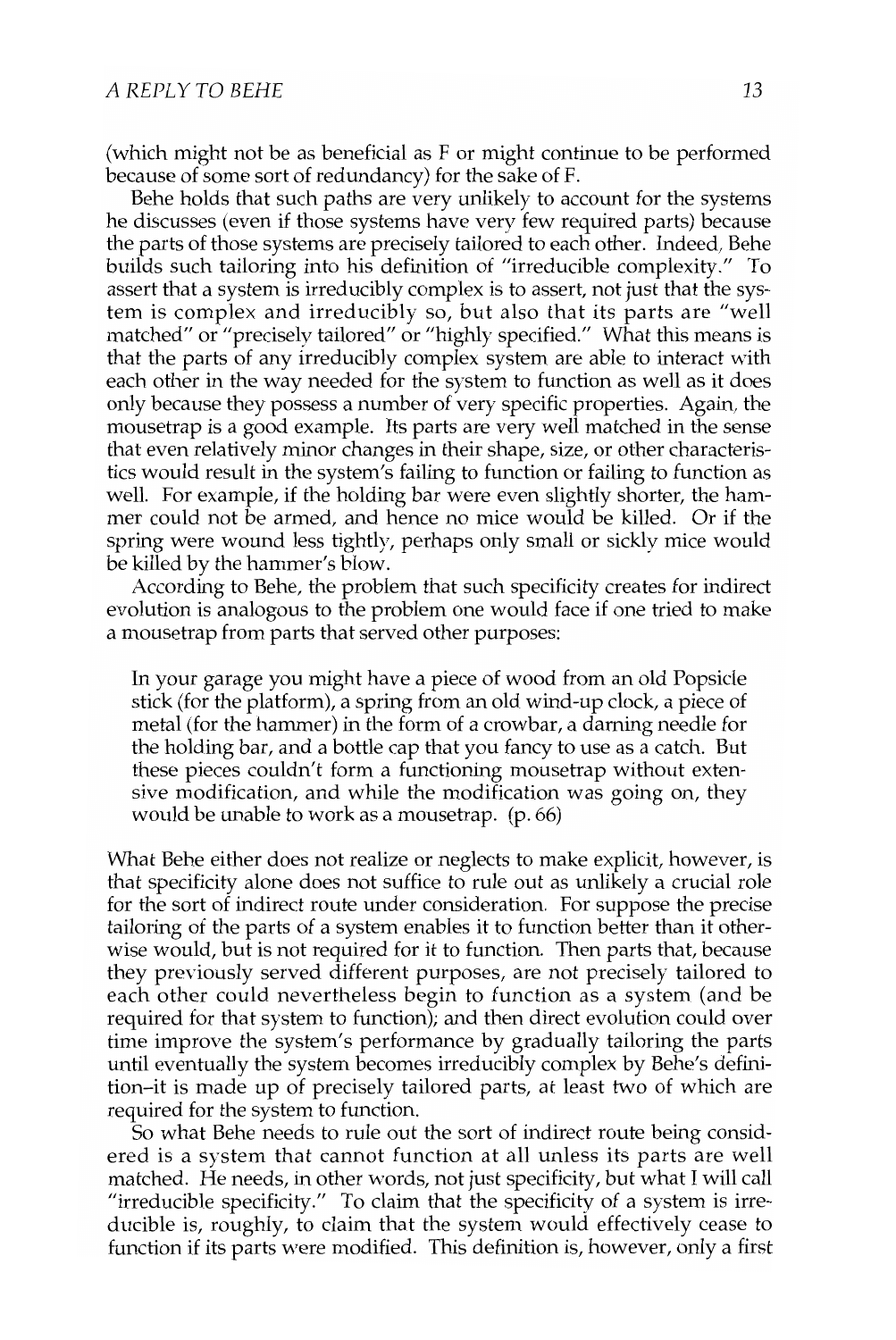(which might not be as beneficial as F or might continue to be performed because of some sort of redundancy) for the sake of F.

Behe holds that such paths are very unlikely to account for the systems he discusses (even if those systems have very few required parts) because the parts of those systems are precisely tailored to each other. Indeed, Behe builds such tailoring into his definition of "irreducible complexity." To assert that a system is irreducibly complex is to assert, not just that the system is complex and irreducibly so, but also that its parts are "well matched" or "precisely tailored" or "highly specified." What this means is that the parts of any irreducibly complex system are able to interact with each other in the way needed for the system to function as well as it does only because they possess a number of very specific properties. Again, the mousetrap is a good example. Its parts are very well matched in the sense that even relatively minor changes in their shape, size, or other characteristics would result in the system's failing to function or failing to function as well. For example, if the holding bar were even slightly shorter, the hammer could not be armed, and hence no mice would be killed. Or if the spring were wound less tightly, perhaps only small or sickly mice would be killed by the hammer's blow.

According to Behe, the problem that such specificity creates for indirect evolution is analogous to the problem one would face if one tried to make a mousetrap from parts that served other purposes:

> In your garage you might have a piece of wood from an old Popsicle stick (for the platform), a spring from an old wind-up clock, a piece of metal (for the hammer) in the form of a crowbar, a darning needle for the holding bar, and a bottle cap that you fancy to use as a catch. But these pieces couldn't form a functioning mousetrap without extensive modification, and while the modification was going on, they would be unable to work as a mousetrap. (p. 66)

What Behe either does not realize or neglects to make explicit, however, is that specificity alone does not suffice to rule out as unlikely a crucial role for the sort of indirect route under consideration. For suppose the precise tailoring of the parts of a system enables it to function better than it otherwise would, but is not required for it to function. Then parts that, because they previously served different purposes, are not precisely tailored to each other could nevertheless begin to function as a system (and be required for that system to function); and then direct evolution could over time improve the system's performance by gradually tailoring the parts until eventually the system becomes irreducibly complex by Behe's definition–it is made up of precisely tailored parts, at least two of which are required for the system to function.

So what Behe needs to rule out the sort of indirect route being considered is a system that cannot function at all unless its parts are well matched. He needs, in other words, not just specificity, but what I will call "irreducible specificity." To claim that the specificity of a system is irreducible is, roughly, to claim that the system would effectively cease to function if its parts were modified. This definition is, however, only a first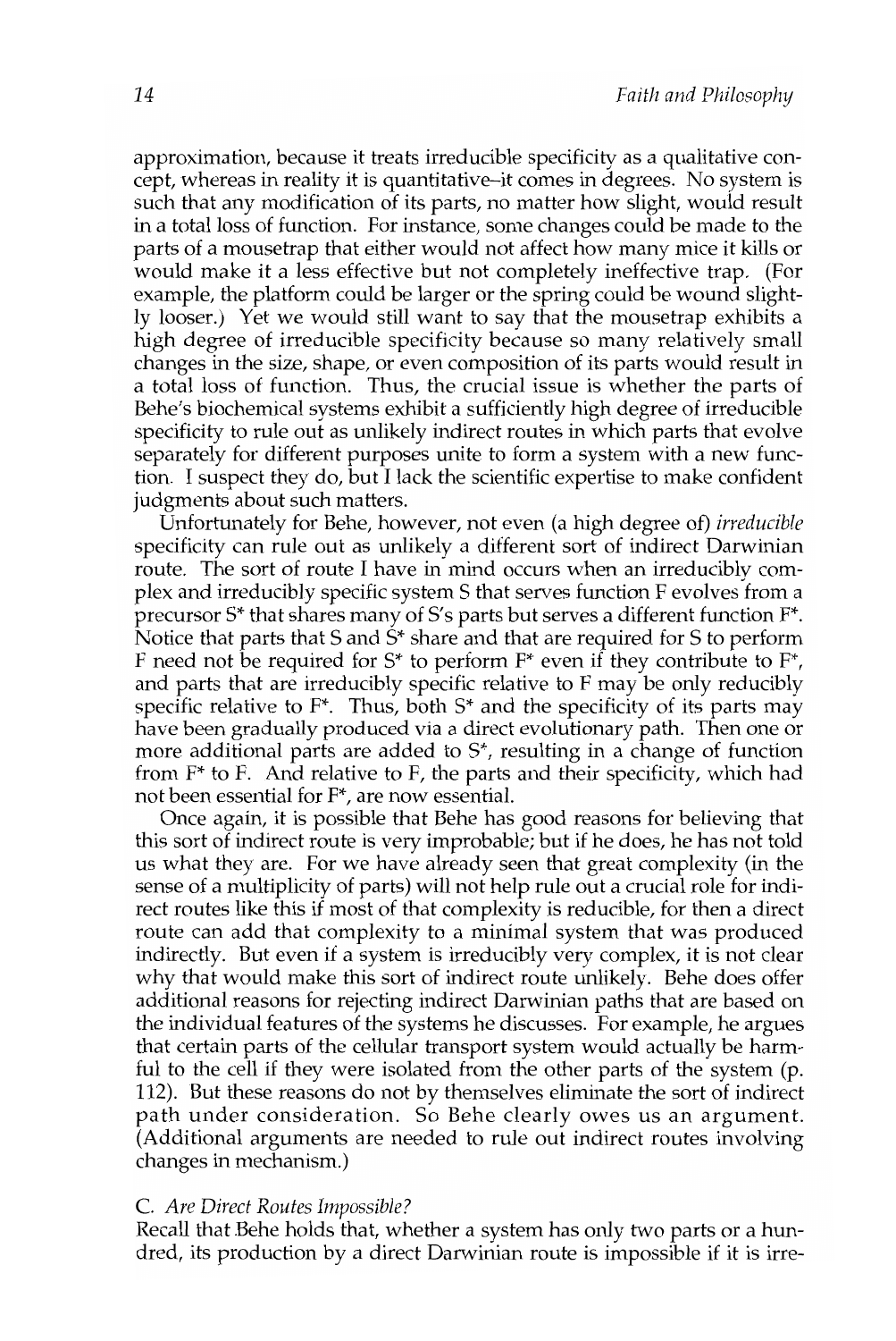approximation, because it treats irreducible specificity as a qualitative concept, whereas in reality it is quantitative–it comes in degrees. No system is such that any modification of its parts, no matter how slight, would result in a total loss of function. For instance, some changes could be made to the parts of a mousetrap that either would not affect how many mice it kills or would make it a less effective but not completely ineffective trap. (For example, the platform could be larger or the spring could be wound slightly looser.) Yet we would still want to say that the mousetrap exhibits a high degree of irreducible specificity because so many relatively small changes in the size, shape, or even composition of its parts would result in a total loss of function. Thus, the crucial issue is whether the parts of Behe's biochemical systems exhibit a sufficiently high degree of irreducible specificity to rule out as unlikely indirect routes in which parts that evolve separately for different purposes unite to form a system with a new function. I suspect they do, but I lack the scientific expertise to make confident judgments about such matters.

Unfortunately for Behe, however, not even (a high degree of) *irreducible* specificity can rule out as unlikely a different sort of indirect Darwinian route. The sort of route I have in mind occurs when an irreducibly complex and irreducibly specific system S that serves function F evolves from a precursor S* that shares many of S's parts but serves a different function F*. Notice that parts that S and S* share and that are required for S to perform F need not be required for S* to perform F* even if they contribute to F*, and parts that are irreducibly specific relative to F may be only reducibly specific relative to F*. Thus, both S* and the specificity of its parts may have been gradually produced via a direct evolutionary path. Then one or more additional parts are added to S*, resulting in a change of function from F* to F. And relative to F, the parts and their specificity, which had not been essential for F*, are now essential.

Once again, it is possible that Behe has good reasons for believing that this sort of indirect route is very improbable; but if he does, he has not told us what they are. For we have already seen that great complexity (in the sense of a multiplicity of parts) will not help rule out a crucial role for indirect routes like this if most of that complexity is reducible, for then a direct route can add that complexity to a minimal system that was produced indirectly. But even if a system is irreducibly very complex, it is not clear why that would make this sort of indirect route unlikely. Behe does offer additional reasons for rejecting indirect Darwinian paths that are based on the individual features of the systems he discusses. For example, he argues that certain parts of the cellular transport system would actually be harmful to the cell if they were isolated from the other parts of the system (p. 112). But these reasons do not by themselves eliminate the sort of indirect path under consideration. So Behe clearly owes us an argument. (Additional arguments are needed to rule out indirect routes involving changes in mechanism.)

### C. *Are Direct Routes Impossible?*

Recall that Behe holds that, whether a system has only two parts or a hundred, its production by a direct Darwinian route is impossible if it is irre-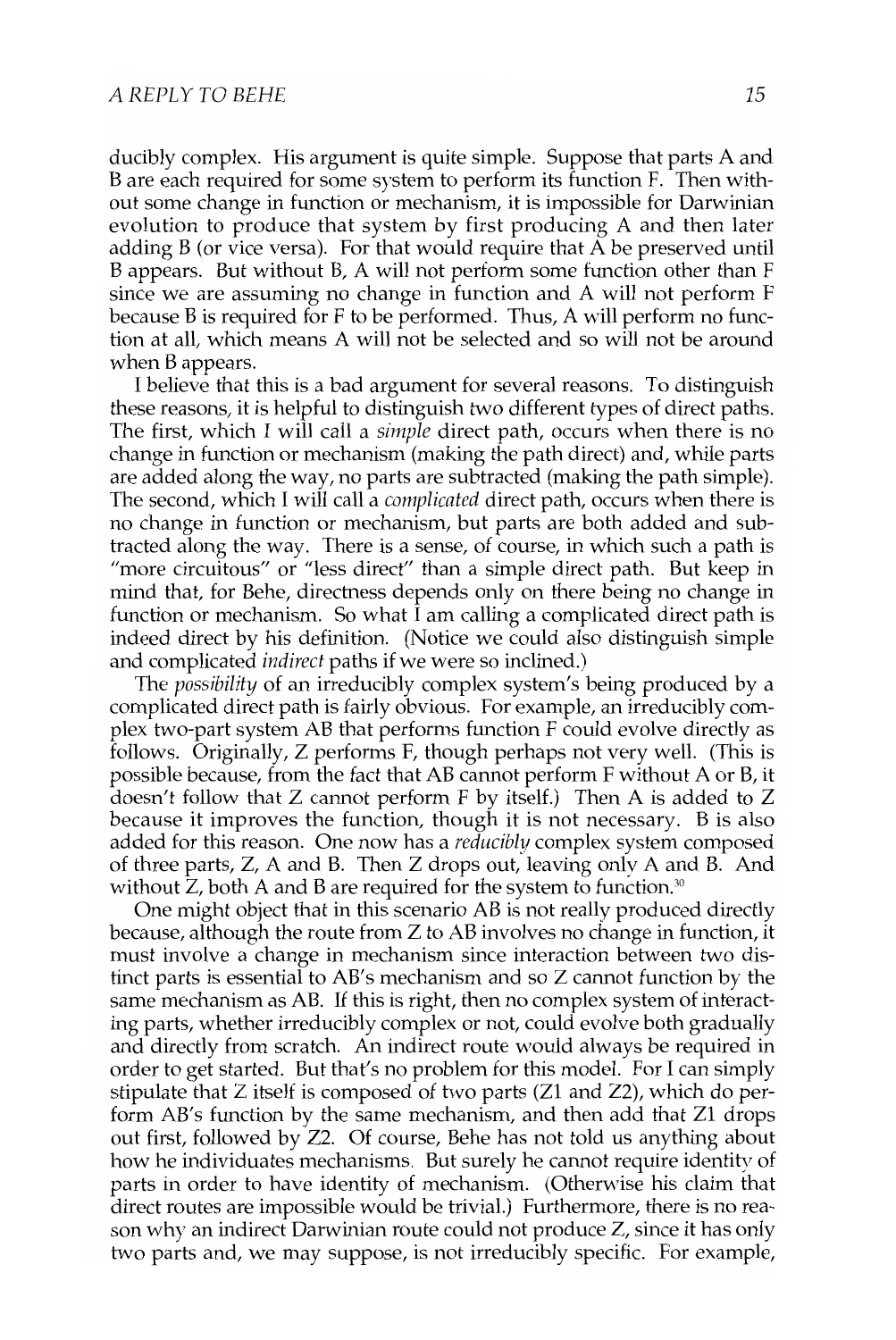ducibly complex. His argument is quite simple. Suppose that parts A and B are each required for some system to perform its function F. Then without some change in function or mechanism, it is impossible for Darwinian evolution to produce that system by first producing A and then later adding B (or vice versa). For that would require that A be preserved until B appears. But without B, A will not perform some function other than F since we are assuming no change in function and A will not perform F because B is required for F to be performed. Thus, A will perform no function at all, which means A will not be selected and so will not be around when B appears.

I believe that this is a bad argument for several reasons. To distinguish these reasons, it is helpful to distinguish two different types of direct paths. The first, which I will call a *simple* direct path, occurs when there is no change in function or mechanism (making the path direct) and, while parts are added along the way, no parts are subtracted (making the path simple). The second, which I will call a *complicated* direct path, occurs when there is no change in function or mechanism, but parts are both added and subtracted along the way. There is a sense, of course, in which such a path is "more circuitous" or "less direct" than a simple direct path. But keep in mind that, for Behe, directness depends only on there being no change in function or mechanism. So what I am calling a complicated direct path is indeed direct by his definition. (Notice we could also distinguish simple and complicated *indirect* paths if we were so inclined.)

The *possibility* of an irreducibly complex system's being produced by a complicated direct path is fairly obvious. For example, an irreducibly complex two-part system AB that performs function F could evolve directly as follows. Originally, Z performs F, though perhaps not very well. (This is possible because, from the fact that AB cannot perform F without A or B, it doesn't follow that Z cannot perform F by itself.) Then A is added to Z because it improves the function, though it is not necessary. B is also added for this reason. One now has a *reducibly* complex system composed of three parts, Z, A and B. Then Z drops out, leaving only A and B. And without Z, both A and B are required for the system to function.[30]

One might object that in this scenario AB is not really produced directly because, although the route from Z to AB involves no change in function, it must involve a change in mechanism since interaction between two distinct parts is essential to AB's mechanism and so Z cannot function by the same mechanism as AB. If this is right, then no complex system of interacting parts, whether irreducibly complex or not, could evolve both gradually and directly from scratch. An indirect route would always be required in order to get started. But that's no problem for this model. For I can simply stipulate that Z itself is composed of two parts (Z1 and Z2), which do perform AB's function by the same mechanism, and then add that Z1 drops out first, followed by Z2. Of course, Behe has not told us anything about how he individuates mechanisms. But surely he cannot require identity of parts in order to have identity of mechanism. (Otherwise his claim that direct routes are impossible would be trivial.) Furthermore, there is no reason why an indirect Darwinian route could not produce Z, since it has only two parts and, we may suppose, is not irreducibly specific. For example,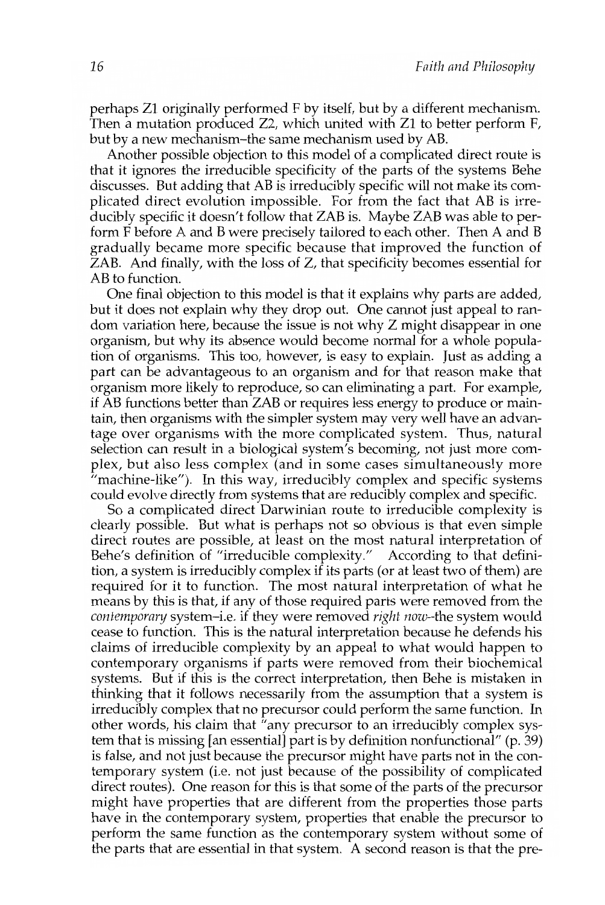perhaps Z1 originally performed F by itself, but by a different mechanism. Then a mutation produced Z2, which united with Z1 to better perform F, but by a new mechanism–the same mechanism used by AB.

Another possible objection to this model of a complicated direct route is that it ignores the irreducible specificity of the parts of the systems Behe discusses. But adding that AB is irreducibly specific will not make its complicated direct evolution impossible. For from the fact that AB is irreducibly specific it doesn't follow that ZAB is. Maybe ZAB was able to perform F before A and B were precisely tailored to each other. Then A and B gradually became more specific because that improved the function of ZAB. And finally, with the loss of Z, that specificity becomes essential for AB to function.

One final objection to this model is that it explains why parts are added, but it does not explain why they drop out. One cannot just appeal to random variation here, because the issue is not why Z might disappear in one organism, but why its absence would become normal for a whole population of organisms. This too, however, is easy to explain. Just as adding a part can be advantageous to an organism and for that reason make that organism more likely to reproduce, so can eliminating a part. For example, if AB functions better than ZAB or requires less energy to produce or maintain, then organisms with the simpler system may very well have an advantage over organisms with the more complicated system. Thus, natural selection can result in a biological system's becoming, not just more complex, but also less complex (and in some cases simultaneously more "machine-like"). In this way, irreducibly complex and specific systems could evolve directly from systems that are reducibly complex and specific.

So a complicated direct Darwinian route to irreducible complexity is clearly possible. But what is perhaps not so obvious is that even simple direct routes are possible, at least on the most natural interpretation of Behe's definition of "irreducible complexity." According to that definition, a system is irreducibly complex if its parts (or at least two of them) are required for it to function. The most natural interpretation of what he means by this is that, if any of those required parts were removed from the *contemporary* system–i.e. if they were removed *right now*–the system would cease to function. This is the natural interpretation because he defends his claims of irreducible complexity by an appeal to what would happen to contemporary organisms if parts were removed from their biochemical systems. But if this is the correct interpretation, then Behe is mistaken in thinking that it follows necessarily from the assumption that a system is irreducibly complex that no precursor could perform the same function. In other words, his claim that "any precursor to an irreducibly complex system that is missing [an essential] part is by definition nonfunctional" (p. 39) is false, and not just because the precursor might have parts not in the contemporary system (i.e. not just because of the possibility of complicated direct routes). One reason for this is that some of the parts of the precursor might have properties that are different from the properties those parts have in the contemporary system, properties that enable the precursor to perform the same function as the contemporary system without some of the parts that are essential in that system. A second reason is that the pre-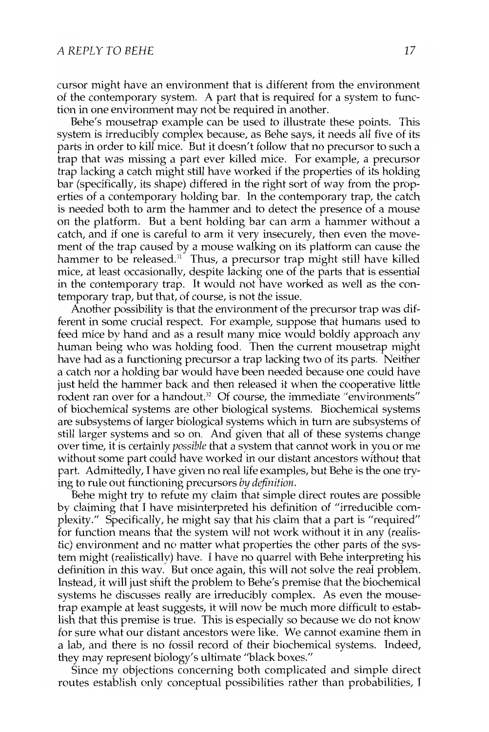cursor might have an environment that is different from the environment of the contemporary system. A part that is required for a system to function in one environment may not be required in another.

Behe's mousetrap example can be used to illustrate these points. This system is irreducibly complex because, as Behe says, it needs all five of its parts in order to kill mice. But it doesn't follow that no precursor to such a trap that was missing a part ever killed mice. For example, a precursor trap lacking a catch might still have worked if the properties of its holding bar (specifically, its shape) differed in the right sort of way from the properties of a contemporary holding bar. In the contemporary trap, the catch is needed both to arm the hammer and to detect the presence of a mouse on the platform. But a bent holding bar can arm a hammer without a catch, and if one is careful to arm it very insecurely, then even the movement of the trap caused by a mouse walking on its platform can cause the hammer to be released.[31] Thus, a precursor trap might still have killed mice, at least occasionally, despite lacking one of the parts that is essential in the contemporary trap. It would not have worked as well as the contemporary trap, but that, of course, is not the issue.

Another possibility is that the environment of the precursor trap was different in some crucial respect. For example, suppose that humans used to feed mice by hand and as a result many mice would boldly approach any human being who was holding food. Then the current mousetrap might have had as a functioning precursor a trap lacking two of its parts. Neither a catch nor a holding bar would have been needed because one could have just held the hammer back and then released it when the cooperative little rodent ran over for a handout.[32] Of course, the immediate "environments" of biochemical systems are other biological systems. Biochemical systems are subsystems of larger biological systems which in turn are subsystems of still larger systems and so on. And given that all of these systems change over time, it is certainly *possible* that a system that cannot work in you or me without some part could have worked in our distant ancestors without that part. Admittedly, I have given no real life examples, but Behe is the one trying to rule out functioning precursors *by definition*.

Behe might try to refute my claim that simple direct routes are possible by claiming that I have misinterpreted his definition of "irreducible complexity." Specifically, he might say that his claim that a part is "required" for function means that the system will not work without it in any (realistic) environment and no matter what properties the other parts of the system might (realistically) have. I have no quarrel with Behe interpreting his definition in this way. But once again, this will not solve the real problem. Instead, it will just shift the problem to Behe's premise that the biochemical systems he discusses really are irreducibly complex. As even the mousetrap example at least suggests, it will now be much more difficult to establish that this premise is true. This is especially so because we do not know for sure what our distant ancestors were like. We cannot examine them in a lab, and there is no fossil record of their biochemical systems. Indeed, they may represent biology's ultimate "black boxes."

Since my objections concerning both complicated and simple direct routes establish only conceptual possibilities rather than probabilities, I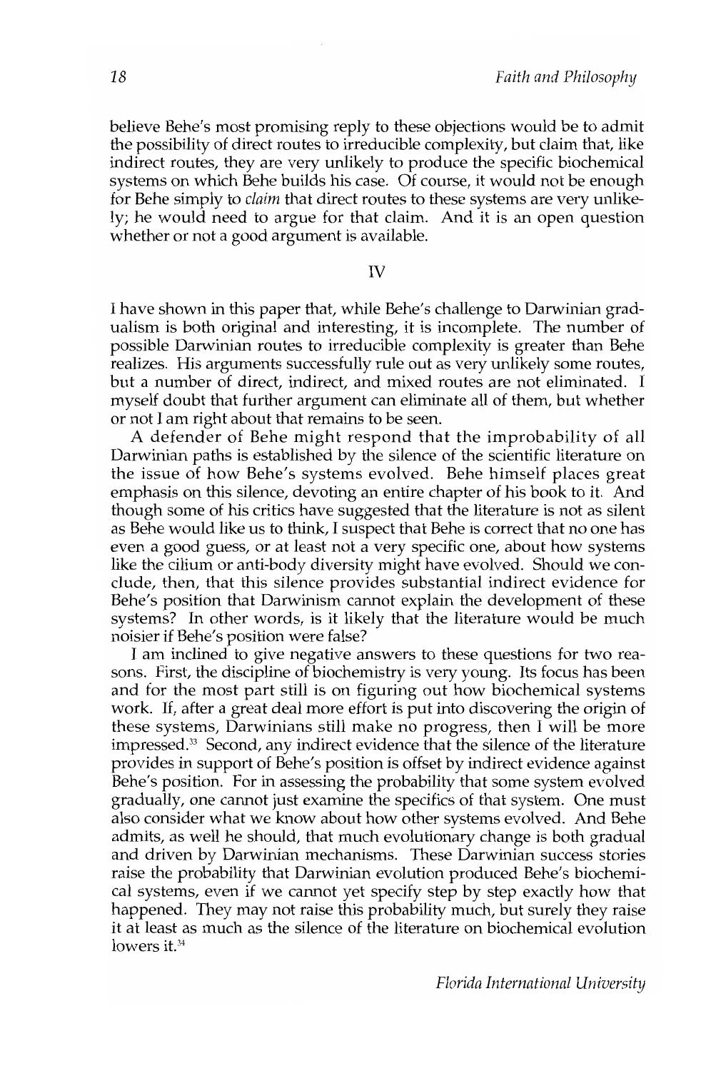believe Behe's most promising reply to these objections would be to admit the possibility of direct routes to irreducible complexity, but claim that, like indirect routes, they are very unlikely to produce the specific biochemical systems on which Behe builds his case. Of course, it would not be enough for Behe simply to *claim* that direct routes to these systems are very unlikely; he would need to argue for that claim. And it is an open question whether or not a good argument is available.

## IV

I have shown in this paper that, while Behe's challenge to Darwinian gradualism is both original and interesting, it is incomplete. The number of possible Darwinian routes to irreducible complexity is greater than Behe realizes. His arguments successfully rule out as very unlikely some routes, but a number of direct, indirect, and mixed routes are not eliminated. I myself doubt that further argument can eliminate all of them, but whether or not I am right about that remains to be seen.

A defender of Behe might respond that the improbability of all Darwinian paths is established by the silence of the scientific literature on the issue of how Behe's systems evolved. Behe himself places great emphasis on this silence, devoting an entire chapter of his book to it. And though some of his critics have suggested that the literature is not as silent as Behe would like us to think, I suspect that Behe is correct that no one has even a good guess, or at least not a very specific one, about how systems like the cilium or anti-body diversity might have evolved. Should we conclude, then, that this silence provides substantial indirect evidence for Behe's position that Darwinism cannot explain the development of these systems? In other words, is it likely that the literature would be much noisier if Behe's position were false?

I am inclined to give negative answers to these questions for two reasons. First, the discipline of biochemistry is very young. Its focus has been and for the most part still is on figuring out how biochemical systems work. If, after a great deal more effort is put into discovering the origin of these systems, Darwinians still make no progress, then I will be more impressed.[33] Second, any indirect evidence that the silence of the literature provides in support of Behe's position is offset by indirect evidence against Behe's position. For in assessing the probability that some system evolved gradually, one cannot just examine the specifics of that system. One must also consider what we know about how other systems evolved. And Behe admits, as well he should, that much evolutionary change is both gradual and driven by Darwinian mechanisms. These Darwinian success stories raise the probability that Darwinian evolution produced Behe's biochemical systems, even if we cannot yet specify step by step exactly how that happened. They may not raise this probability much, but surely they raise it at least as much as the silence of the literature on biochemical evolution lowers it.[34]

*Florida International University*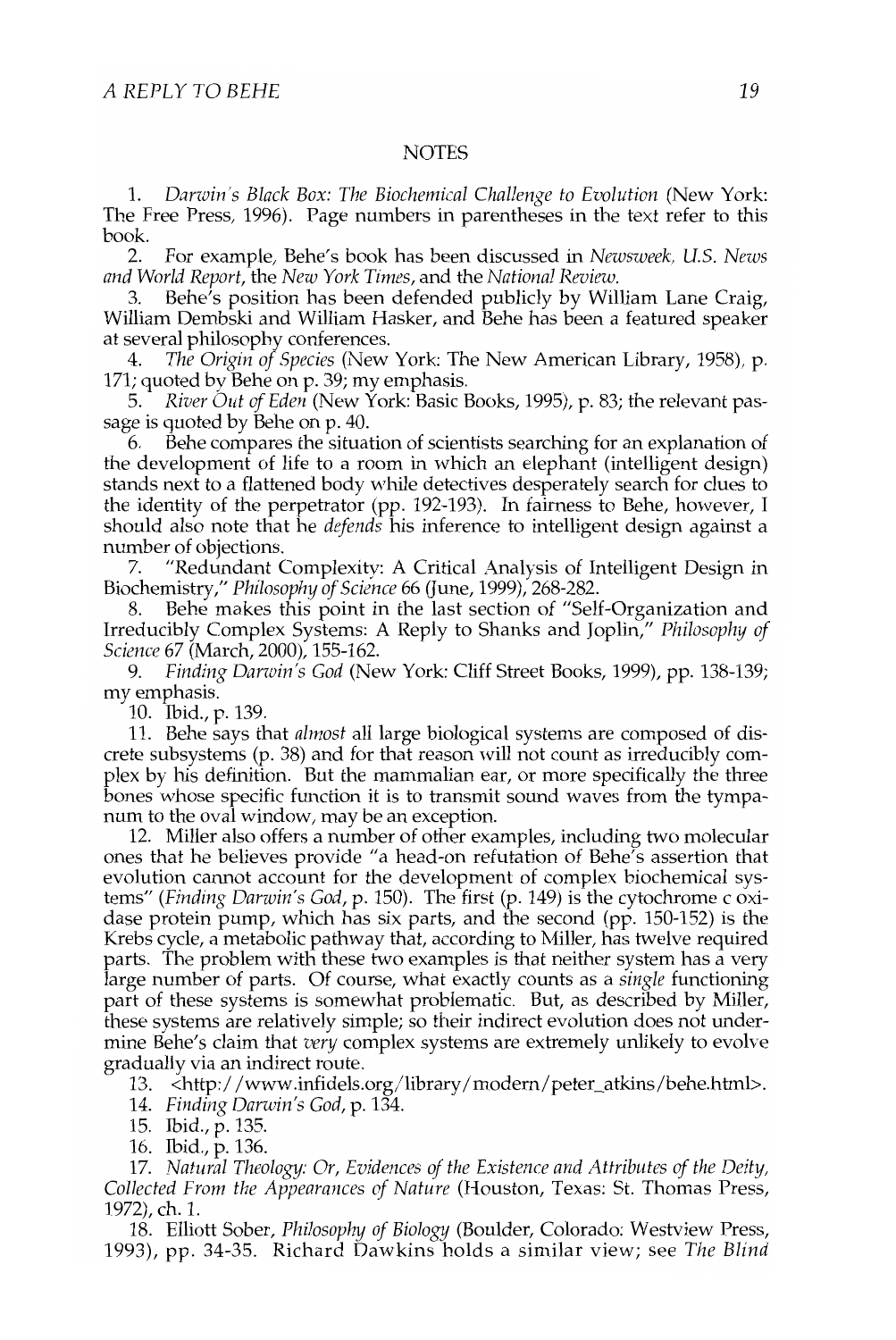## NOTES

1. *Darwin's Black Box: The Biochemical Challenge to Evolution* (New York: The Free Press, 1996). Page numbers in parentheses in the text refer to this book.

2. For example, Behe's book has been discussed in *Newsweek, U.S. News and World Report*, the *New York Times*, and the *National Review*.

3. Behe's position has been defended publicly by William Lane Craig, William Dembski and William Hasker, and Behe has been a featured speaker at several philosophy conferences.

4. *The Origin of Species* (New York: The New American Library, 1958), p. 171; quoted by Behe on p. 39; my emphasis.

5. *River Out of Eden* (New York: Basic Books, 1995), p. 83; the relevant passage is quoted by Behe on p. 40.

6. Behe compares the situation of scientists searching for an explanation of the development of life to a room in which an elephant (intelligent design) stands next to a flattened body while detectives desperately search for clues to the identity of the perpetrator (pp. 192-193). In fairness to Behe, however, I should also note that he *defends* his inference to intelligent design against a number of objections.

7. "Redundant Complexity: A Critical Analysis of Intelligent Design in Biochemistry," *Philosophy of Science* 66 (June, 1999), 268-282.

8. Behe makes this point in the last section of "Self-Organization and Irreducibly Complex Systems: A Reply to Shanks and Joplin," *Philosophy of Science* 67 (March, 2000), 155-162.

9. *Finding Darwin's God* (New York: Cliff Street Books, 1999), pp. 138-139; my emphasis.

10. Ibid., p. 139.

11. Behe says that *almost* all large biological systems are composed of discrete subsystems (p. 38) and for that reason will not count as irreducibly complex by his definition. But the mammalian ear, or more specifically the three bones whose specific function it is to transmit sound waves from the tympanum to the oval window, may be an exception.

12. Miller also offers a number of other examples, including two molecular ones that he believes provide "a head-on refutation of Behe's assertion that evolution cannot account for the development of complex biochemical systems" (*Finding Darwin's God*, p. 150). The first (p. 149) is the cytochrome c oxidase protein pump, which has six parts, and the second (pp. 150-152) is the Krebs cycle, a metabolic pathway that, according to Miller, has twelve required parts. The problem with these two examples is that neither system has a very large number of parts. Of course, what exactly counts as a *single* functioning part of these systems is somewhat problematic. But, as described by Miller, these systems are relatively simple; so their indirect evolution does not undermine Behe's claim that *very* complex systems are extremely unlikely to evolve gradually via an indirect route.

13. <http://www.infidels.org/library/modern/peter_atkins/behe.html>.

14. *Finding Darwin's God*, p. 134.

15. Ibid., p. 135.

16. Ibid., p. 136.

17. *Natural Theology: Or, Evidences of the Existence and Attributes of the Deity, Collected From the Appearances of Nature* (Houston, Texas: St. Thomas Press, 1972), ch. 1.

18. Elliott Sober, *Philosophy of Biology* (Boulder, Colorado: Westview Press, 1993), pp. 34-35. Richard Dawkins holds a similar view; see *The Blind*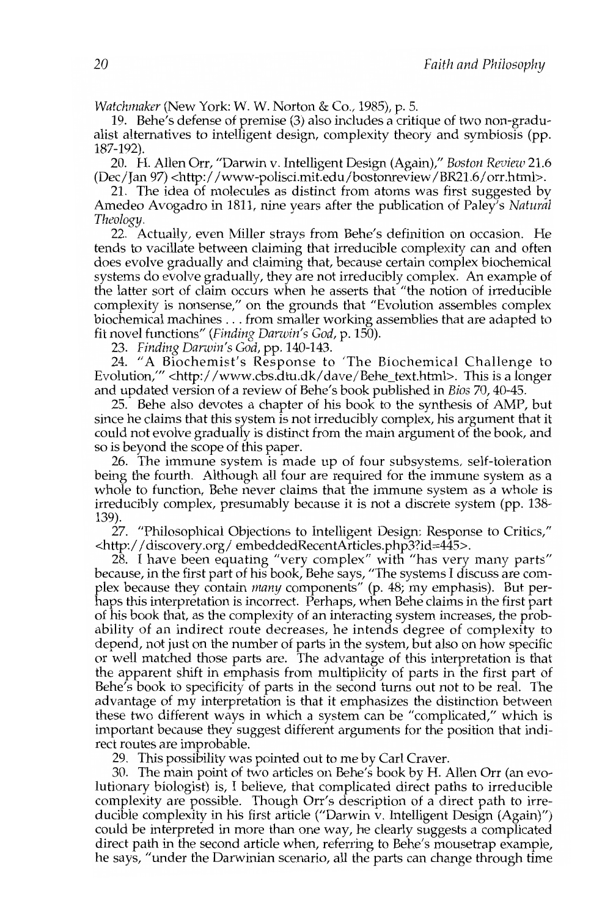*Watchmaker* (New York: W. W. Norton & Co., 1985), p. 5.

19. Behe's defense of premise (3) also includes a critique of two non-gradualist alternatives to intelligent design, complexity theory and symbiosis (pp. 187-192).

20. H. Allen Orr, "Darwin v. Intelligent Design (Again)," *Boston Review* 21.6 (Dec/Jan 97) <http://www-polisci.mit.edu/bostonreview/BR21.6/orr.html>.

21. The idea of molecules as distinct from atoms was first suggested by Amedeo Avogadro in 1811, nine years after the publication of Paley's *Natural Theology*.

22. Actually, even Miller strays from Behe's definition on occasion. He tends to vacillate between claiming that irreducible complexity can and often does evolve gradually and claiming that, because certain complex biochemical systems do evolve gradually, they are not irreducibly complex. An example of the latter sort of claim occurs when he asserts that "the notion of irreducible complexity is nonsense," on the grounds that "Evolution assembles complex biochemical machines . . . from smaller working assemblies that are adapted to fit novel functions" (*Finding Darwin's God*, p. 150).

23. *Finding Darwin's God*, pp. 140-143.

24. "A Biochemist's Response to 'The Biochemical Challenge to Evolution,'" <http://www.cbs.dtu.dk/dave/Behe_text.html>. This is a longer and updated version of a review of Behe's book published in *Bios* 70, 40-45.

25. Behe also devotes a chapter of his book to the synthesis of AMP, but since he claims that this system is not irreducibly complex, his argument that it could not evolve gradually is distinct from the main argument of the book, and so is beyond the scope of this paper.

26. The immune system is made up of four subsystems, self-toleration being the fourth. Although all four are required for the immune system as a whole to function, Behe never claims that the immune system as a whole is irreducibly complex, presumably because it is not a discrete system (pp. 138-139).

27. "Philosophical Objections to Intelligent Design: Response to Critics," <http://discovery.org/ embeddedRecentArticles.php3?id=445>.

28. I have been equating "very complex" with "has very many parts" because, in the first part of his book, Behe says, "The systems I discuss are complex because they contain *many* components" (p. 48; my emphasis). But perhaps this interpretation is incorrect. Perhaps, when Behe claims in the first part of his book that, as the complexity of an interacting system increases, the probability of an indirect route decreases, he intends degree of complexity to depend, not just on the number of parts in the system, but also on how specific or well matched those parts are. The advantage of this interpretation is that the apparent shift in emphasis from multiplicity of parts in the first part of Behe's book to specificity of parts in the second turns out not to be real. The advantage of my interpretation is that it emphasizes the distinction between these two different ways in which a system can be "complicated," which is important because they suggest different arguments for the position that indirect routes are improbable.

29. This possibility was pointed out to me by Carl Craver.

30. The main point of two articles on Behe's book by H. Allen Orr (an evolutionary biologist) is, I believe, that complicated direct paths to irreducible complexity are possible. Though Orr's description of a direct path to irreducible complexity in his first article ("Darwin v. Intelligent Design (Again)") could be interpreted in more than one way, he clearly suggests a complicated direct path in the second article when, referring to Behe's mousetrap example, he says, "under the Darwinian scenario, all the parts can change through time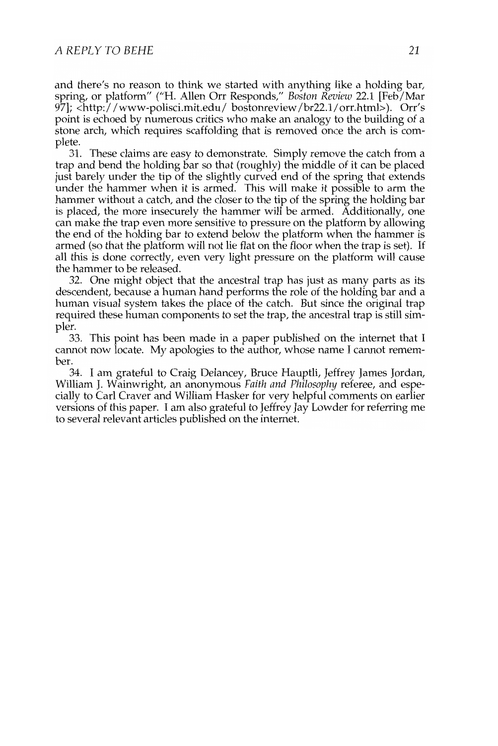and there's no reason to think we started with anything like a holding bar, spring, or platform" ("H. Allen Orr Responds," *Boston Review* 22.1 [Feb/Mar 97]; <http://www-polisci.mit.edu/ bostonreview/br22.1/orr.html>). Orr's point is echoed by numerous critics who make an analogy to the building of a stone arch, which requires scaffolding that is removed once the arch is complete.

31. These claims are easy to demonstrate. Simply remove the catch from a trap and bend the holding bar so that (roughly) the middle of it can be placed just barely under the tip of the slightly curved end of the spring that extends under the hammer when it is armed. This will make it possible to arm the hammer without a catch, and the closer to the tip of the spring the holding bar is placed, the more insecurely the hammer will be armed. Additionally, one can make the trap even more sensitive to pressure on the platform by allowing the end of the holding bar to extend below the platform when the hammer is armed (so that the platform will not lie flat on the floor when the trap is set). If all this is done correctly, even very light pressure on the platform will cause the hammer to be released.

32. One might object that the ancestral trap has just as many parts as its descendent, because a human hand performs the role of the holding bar and a human visual system takes the place of the catch. But since the original trap required these human components to set the trap, the ancestral trap is still simpler.

33. This point has been made in a paper published on the internet that I cannot now locate. My apologies to the author, whose name I cannot remember.

34. I am grateful to Craig Delancey, Bruce Hauptli, Jeffrey James Jordan, William J. Wainwright, an anonymous *Faith and Philosophy* referee, and especially to Carl Craver and William Hasker for very helpful comments on earlier versions of this paper. I am also grateful to Jeffrey Jay Lowder for referring me to several relevant articles published on the internet.